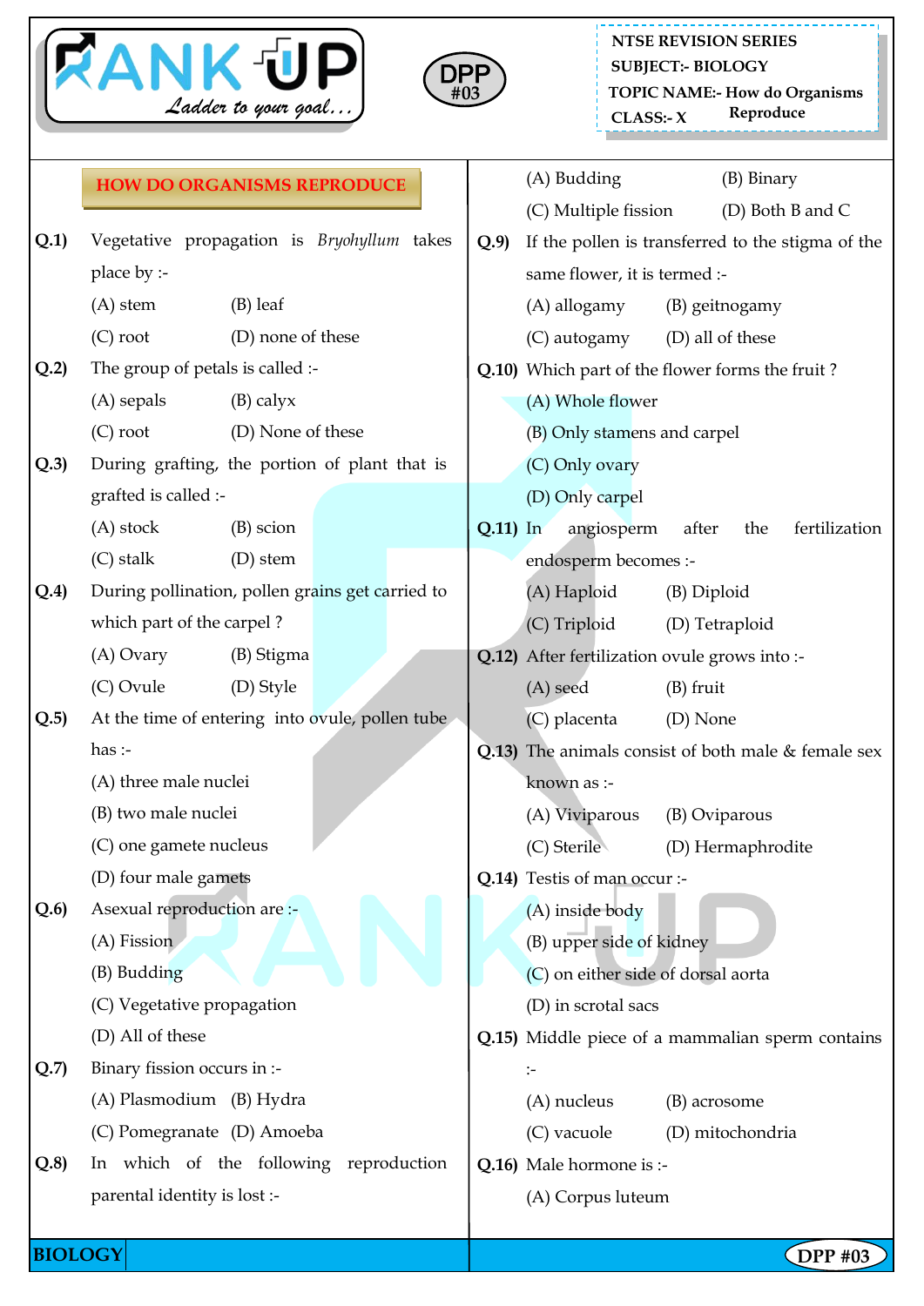NTSE REVISION SERIES
SUBJECT:- BIOLOGY
TOPIC NAME:- How do Organisms Reproduce
CLASS:- X

## HOW DO ORGANISMS REPRODUCE

**Q.1)** Vegetative propagation is *Bryohyllum* takes place by :-
(A) stem (B) leaf
(C) root (D) none of these

**Q.2)** The group of petals is called :-
(A) sepals (B) calyx
(C) root (D) None of these

**Q.3)** During grafting, the portion of plant that is grafted is called :-
(A) stock (B) scion
(C) stalk (D) stem

**Q.4)** During pollination, pollen grains get carried to which part of the carpel ?
(A) Ovary (B) Stigma
(C) Ovule (D) Style

**Q.5)** At the time of entering into ovule, pollen tube has :-
(A) three male nuclei
(B) two male nuclei
(C) one gamete nucleus
(D) four male gamets

**Q.6)** Asexual reproduction are :-
(A) Fission
(B) Budding
(C) Vegetative propagation
(D) All of these

**Q.7)** Binary fission occurs in :-
(A) Plasmodium (B) Hydra
(C) Pomegranate (D) Amoeba

**Q.8)** In which of the following reproduction parental identity is lost :-
(A) Budding (B) Binary
(C) Multiple fission (D) Both B and C

**Q.9)** If the pollen is transferred to the stigma of the same flower, it is termed :-
(A) allogamy (B) geitnogamy
(C) autogamy (D) all of these

**Q.10)** Which part of the flower forms the fruit ?
(A) Whole flower
(B) Only stamens and carpel
(C) Only ovary
(D) Only carpel

**Q.11)** In angiosperm after the fertilization endosperm becomes :-
(A) Haploid (B) Diploid
(C) Triploid (D) Tetraploid

**Q.12)** After fertilization ovule grows into :-
(A) seed (B) fruit
(C) placenta (D) None

**Q.13)** The animals consist of both male & female sex known as :-
(A) Viviparous (B) Oviparous
(C) Sterile (D) Hermaphrodite

**Q.14)** Testis of man occur :-
(A) inside body
(B) upper side of kidney
(C) on either side of dorsal aorta
(D) in scrotal sacs

**Q.15)** Middle piece of a mammalian sperm contains :-
(A) nucleus (B) acrosome
(C) vacuole (D) mitochondria

**Q.16)** Male hormone is :-
(A) Corpus luteum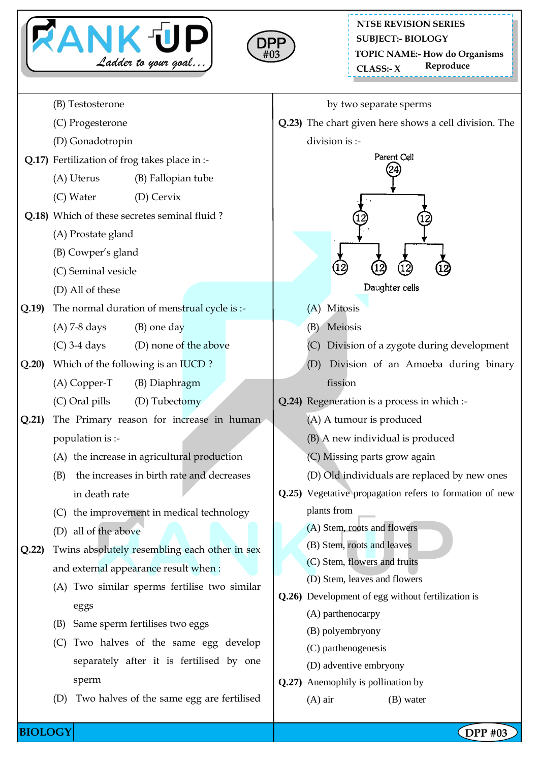(B) Testosterone

(C) Progesterone

(D) Gonadotropin

**Q.17)** Fertilization of frog takes place in :-

(A) Uterus (B) Fallopian tube

(C) Water (D) Cervix

**Q.18)** Which of these secretes seminal fluid ?

(A) Prostate gland

(B) Cowper's gland

(C) Seminal vesicle

(D) All of these

**Q.19)** The normal duration of menstrual cycle is :-

(A) 7-8 days (B) one day

(C) 3-4 days (D) none of the above

**Q.20)** Which of the following is an IUCD ?

(A) Copper-T (B) Diaphragm

(C) Oral pills (D) Tubectomy

**Q.21)** The Primary reason for increase in human population is :-

(A) the increase in agricultural production

(B) the increases in birth rate and decreases in death rate

(C) the improvement in medical technology

(D) all of the above

**Q.22)** Twins absolutely resembling each other in sex and external appearance result when :

(A) Two similar sperms fertilise two similar eggs

(B) Same sperm fertilises two eggs

(C) Two halves of the same egg develop separately after it is fertilised by one sperm

(D) Two halves of the same egg are fertilised by two separate sperms

**Q.23)** The chart given here shows a cell division. The division is :-

Parent Cell (24) → (12), (12) → (12), (12), (12), (12)

Daughter cells

(A) Mitosis

(B) Meiosis

(C) Division of a zygote during development

(D) Division of an Amoeba during binary fission

**Q.24)** Regeneration is a process in which :-

(A) A tumour is produced

(B) A new individual is produced

(C) Missing parts grow again

(D) Old individuals are replaced by new ones

**Q.25)** Vegetative propagation refers to formation of new plants from

(A) Stem, roots and flowers

(B) Stem, roots and leaves

(C) Stem, flowers and fruits

(D) Stem, leaves and flowers

**Q.26)** Development of egg without fertilization is

(A) parthenocarpy

(B) polyembryony

(C) parthenogenesis

(D) adventive embryony

**Q.27)** Anemophily is pollination by

(A) air (B) water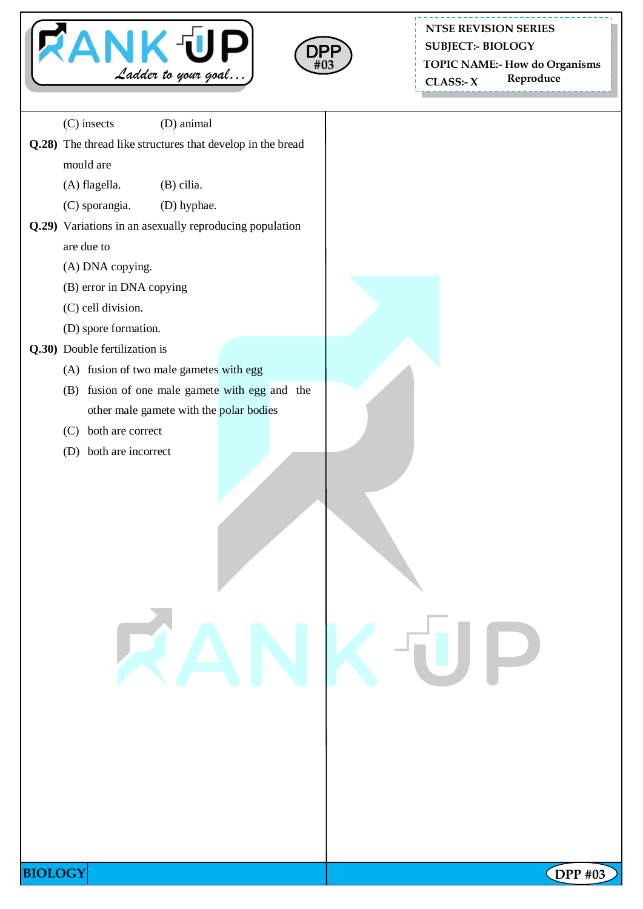(C) insects (D) animal

**Q.28)** The thread like structures that develop in the bread mould are

(A) flagella. (B) cilia.

(C) sporangia. (D) hyphae.

**Q.29)** Variations in an asexually reproducing population are due to

(A) DNA copying.

(B) error in DNA copying

(C) cell division.

(D) spore formation.

**Q.30)** Double fertilization is

(A) fusion of two male gametes with egg

(B) fusion of one male gamete with egg and the other male gamete with the polar bodies

(C) both are correct

(D) both are incorrect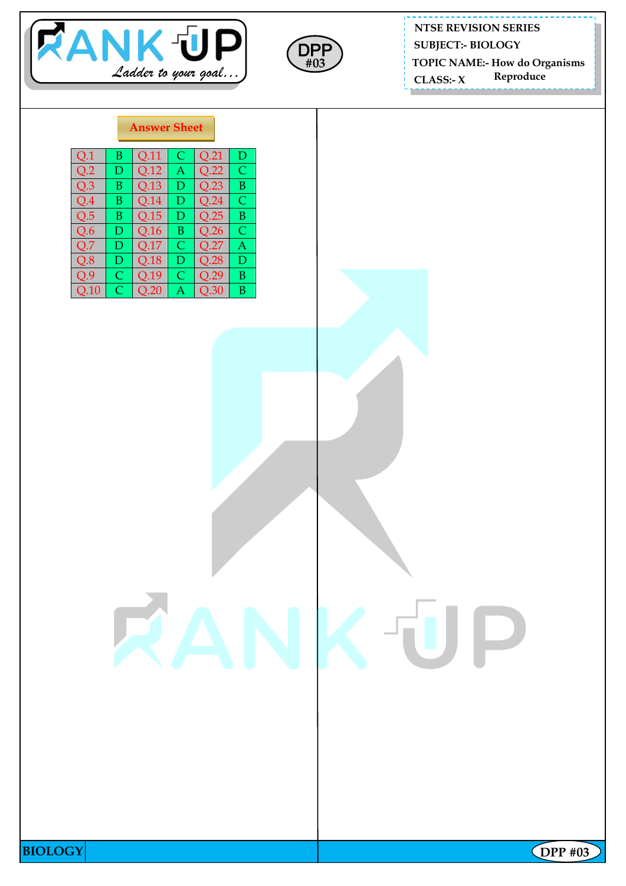NTSE REVISION SERIES
SUBJECT:- BIOLOGY
TOPIC NAME:- How do Organisms Reproduce
CLASS:- X

DPP #03

## Answer Sheet

| | | | | | |
|---|---|---|---|---|---|
| Q.1 | B | Q.11 | C | Q.21 | D |
| Q.2 | D | Q.12 | A | Q.22 | C |
| Q.3 | B | Q.13 | D | Q.23 | B |
| Q.4 | B | Q.14 | D | Q.24 | C |
| Q.5 | B | Q.15 | D | Q.25 | B |
| Q.6 | D | Q.16 | B | Q.26 | C |
| Q.7 | D | Q.17 | C | Q.27 | A |
| Q.8 | D | Q.18 | D | Q.28 | D |
| Q.9 | C | Q.19 | C | Q.29 | B |
| Q.10 | C | Q.20 | A | Q.30 | B |